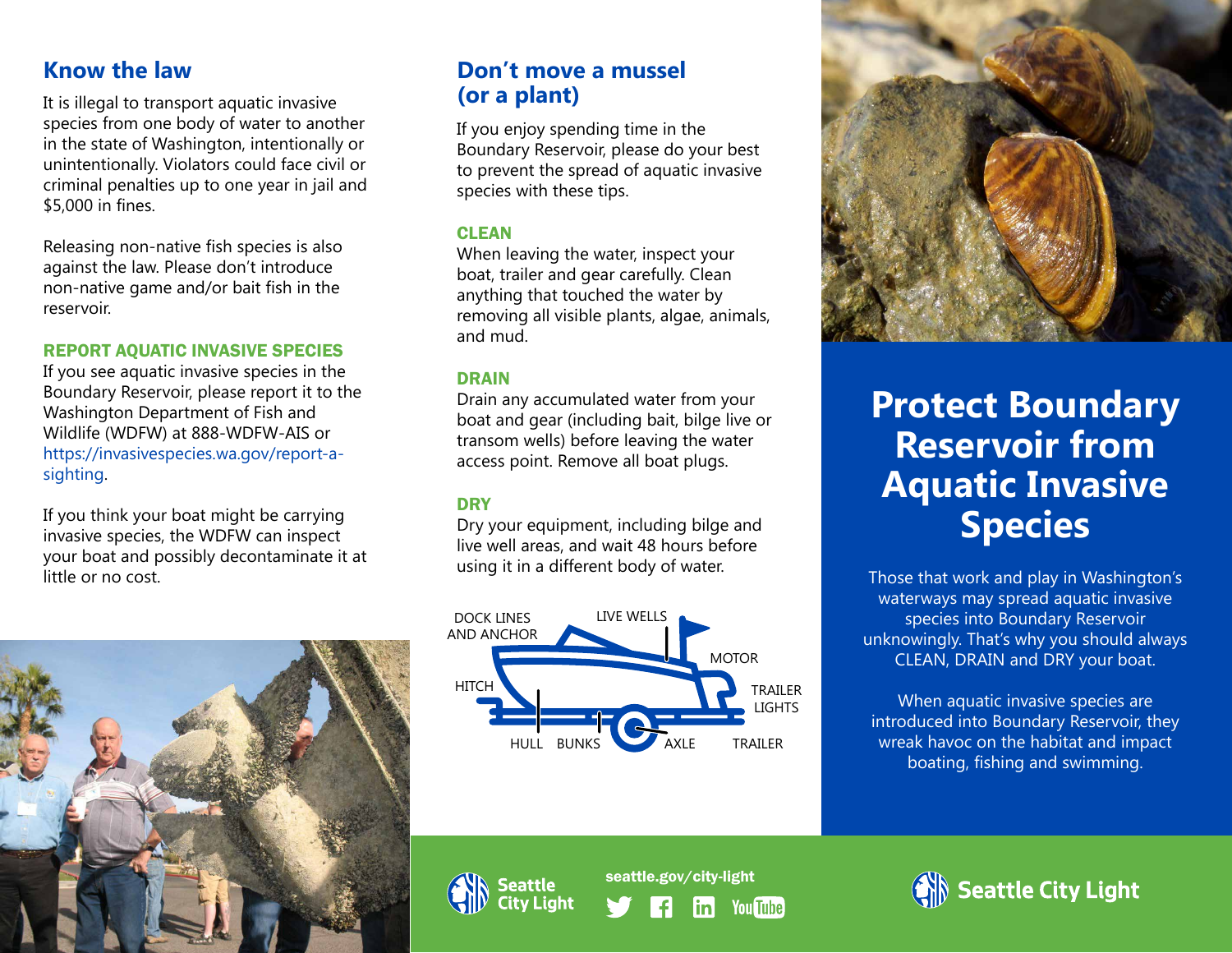## Know the law

It is illegal to transport aquatic invasive species from one body of water to another in the state of Washington, intentionally or unintentionally. Violators could face civil or criminal penalties up to one year in jail and $5,000 in fines.

Releasing non-native fish species is also against the law. Please don't introduce non-native game and/or bait fish in the reservoir.

### REPORT AQUATIC INVASIVE SPECIES

If you see aquatic invasive species in the Boundary Reservoir, please report it to the Washington Department of Fish and Wildlife (WDFW) at 888-WDFW-AIS or https://invasivespecies.wa.gov/report-a-sighting.

If you think your boat might be carrying invasive species, the WDFW can inspect your boat and possibly decontaminate it at little or no cost.

## Don't move a mussel (or a plant)

If you enjoy spending time in the Boundary Reservoir, please do your best to prevent the spread of aquatic invasive species with these tips.

### CLEAN

When leaving the water, inspect your boat, trailer and gear carefully. Clean anything that touched the water by removing all visible plants, algae, animals, and mud.

### DRAIN

Drain any accumulated water from your boat and gear (including bait, bilge live or transom wells) before leaving the water access point. Remove all boat plugs.

### DRY

Dry your equipment, including bilge and live well areas, and wait 48 hours before using it in a different body of water.

DOCK LINES AND ANCHOR, LIVE WELLS, MOTOR, HITCH, TRAILER LIGHTS, HULL, BUNKS, AXLE, TRAILER

# Protect Boundary Reservoir from Aquatic Invasive Species

Those that work and play in Washington's waterways may spread aquatic invasive species into Boundary Reservoir unknowingly. That's why you should always CLEAN, DRAIN and DRY your boat.

When aquatic invasive species are introduced into Boundary Reservoir, they wreak havoc on the habitat and impact boating, fishing and swimming.

Seattle City Light

seattle.gov/city-light

Seattle City Light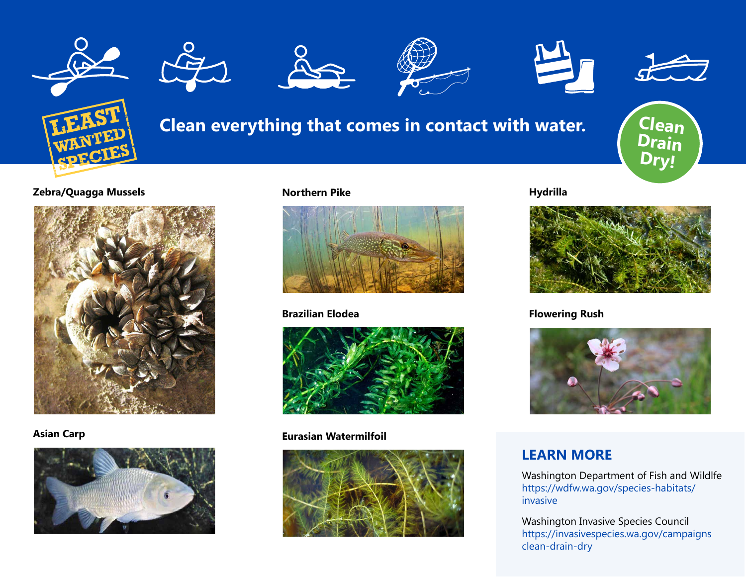LEAST WANTED SPECIES

## Clean everything that comes in contact with water.

Clean Drain Dry!

**Zebra/Quagga Mussels**

**Asian Carp**

**Northern Pike**

**Brazilian Elodea**

**Eurasian Watermilfoil**

**Hydrilla**

**Flowering Rush**

## LEARN MORE

Washington Department of Fish and Wildlfe
https://wdfw.wa.gov/species-habitats/invasive

Washington Invasive Species Council
https://invasivespecies.wa.gov/campaigns clean-drain-dry